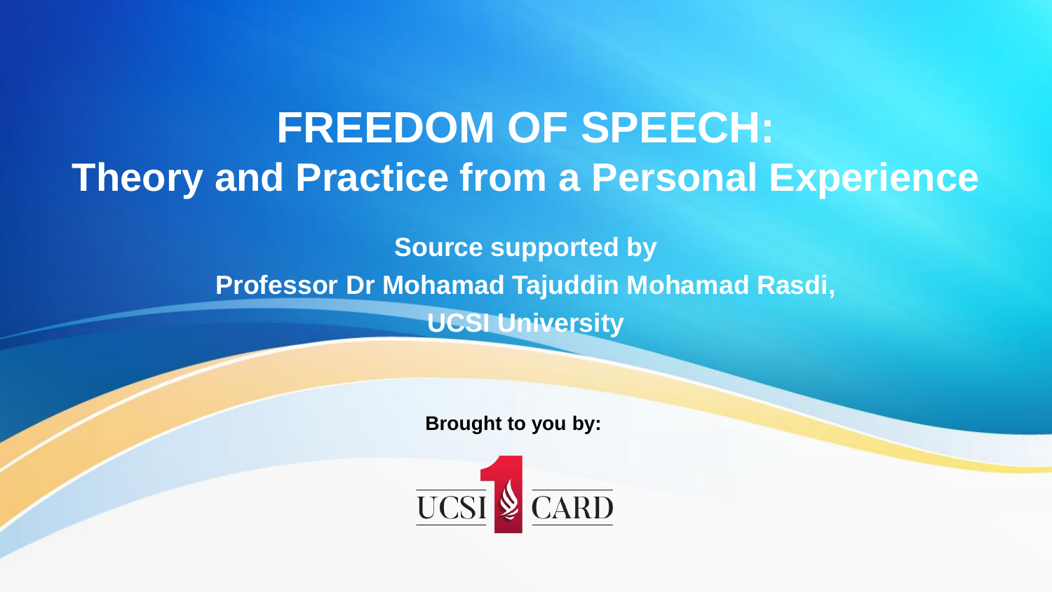# FREEDOM OF SPEECH:
# Theory and Practice from a Personal Experience

**Source supported by**

**Professor Dr Mohamad Tajuddin Mohamad Rasdi,**

**UCSI University**

**Brought to you by:**

UCSI CARD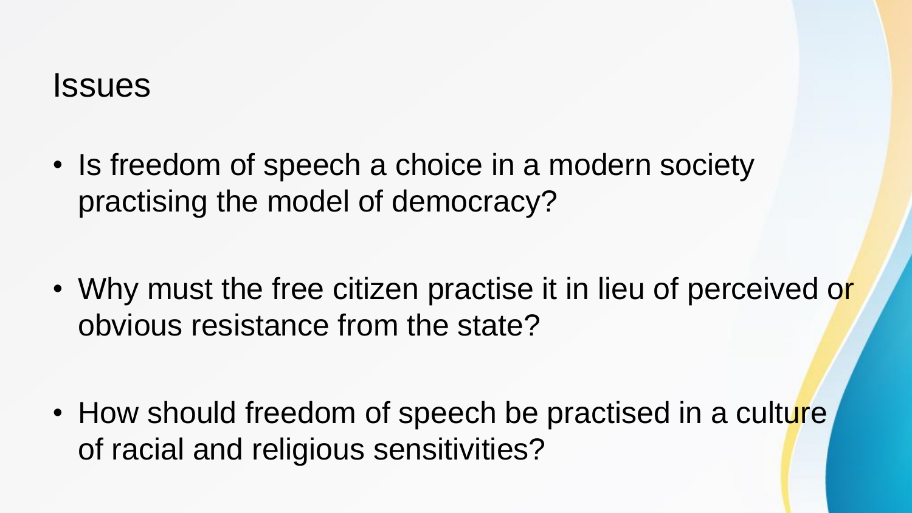# Issues

- Is freedom of speech a choice in a modern society practising the model of democracy?

- Why must the free citizen practise it in lieu of perceived or obvious resistance from the state?

- How should freedom of speech be practised in a culture of racial and religious sensitivities?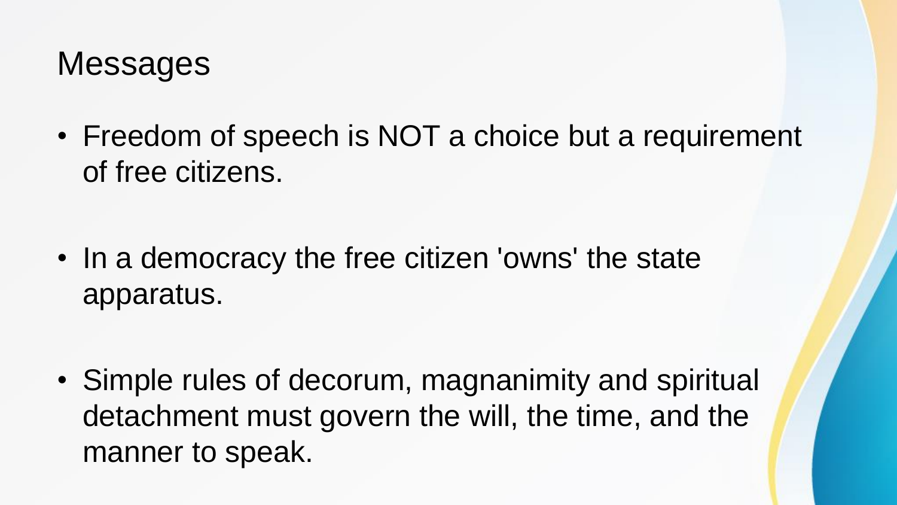# Messages

- Freedom of speech is NOT a choice but a requirement of free citizens.

- In a democracy the free citizen 'owns' the state apparatus.

- Simple rules of decorum, magnanimity and spiritual detachment must govern the will, the time, and the manner to speak.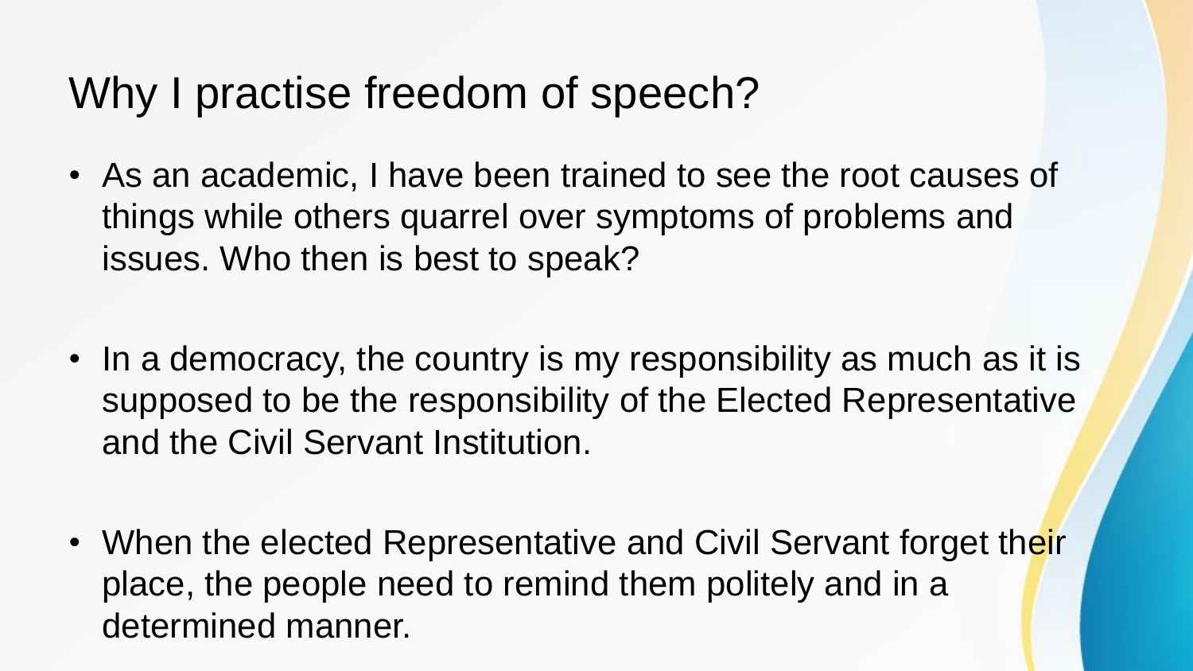# Why I practise freedom of speech?

- As an academic, I have been trained to see the root causes of things while others quarrel over symptoms of problems and issues. Who then is best to speak?

- In a democracy, the country is my responsibility as much as it is supposed to be the responsibility of the Elected Representative and the Civil Servant Institution.

- When the elected Representative and Civil Servant forget their place, the people need to remind them politely and in a determined manner.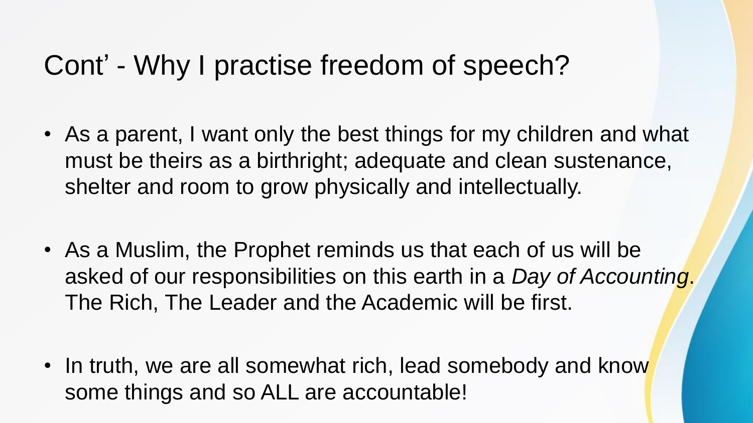# Cont' - Why I practise freedom of speech?

- As a parent, I want only the best things for my children and what must be theirs as a birthright; adequate and clean sustenance, shelter and room to grow physically and intellectually.

- As a Muslim, the Prophet reminds us that each of us will be asked of our responsibilities on this earth in a *Day of Accounting*. The Rich, The Leader and the Academic will be first.

- In truth, we are all somewhat rich, lead somebody and know some things and so ALL are accountable!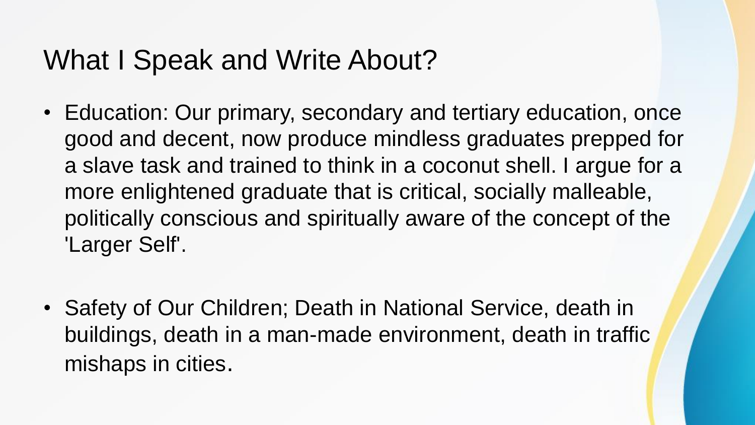# What I Speak and Write About?

- Education: Our primary, secondary and tertiary education, once good and decent, now produce mindless graduates prepped for a slave task and trained to think in a coconut shell. I argue for a more enlightened graduate that is critical, socially malleable, politically conscious and spiritually aware of the concept of the 'Larger Self'.

- Safety of Our Children; Death in National Service, death in buildings, death in a man-made environment, death in traffic mishaps in cities.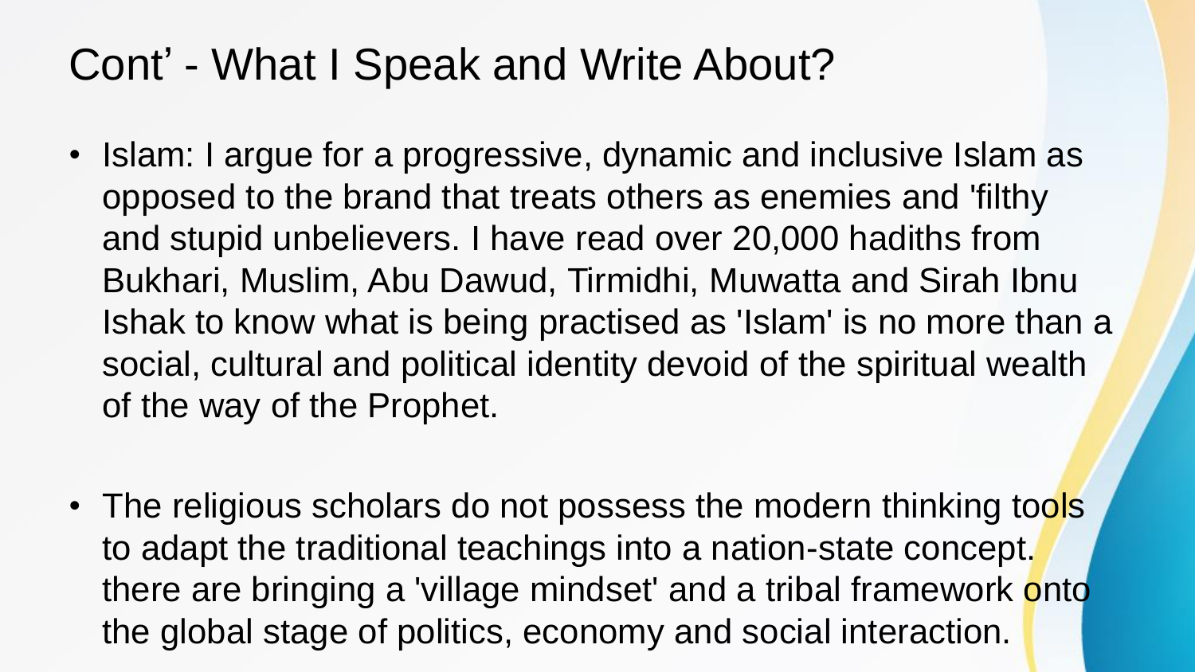# Cont' - What I Speak and Write About?

- Islam: I argue for a progressive, dynamic and inclusive Islam as opposed to the brand that treats others as enemies and 'filthy and stupid unbelievers. I have read over 20,000 hadiths from Bukhari, Muslim, Abu Dawud, Tirmidhi, Muwatta and Sirah Ibnu Ishak to know what is being practised as 'Islam' is no more than a social, cultural and political identity devoid of the spiritual wealth of the way of the Prophet.

- The religious scholars do not possess the modern thinking tools to adapt the traditional teachings into a nation-state concept. there are bringing a 'village mindset' and a tribal framework onto the global stage of politics, economy and social interaction.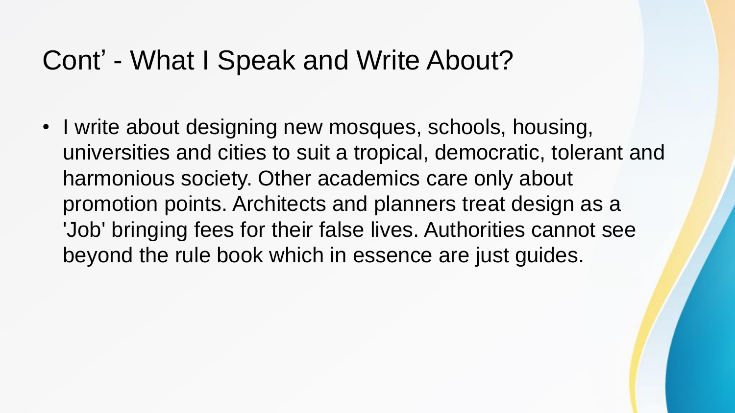# Cont' - What I Speak and Write About?

- I write about designing new mosques, schools, housing, universities and cities to suit a tropical, democratic, tolerant and harmonious society. Other academics care only about promotion points. Architects and planners treat design as a 'Job' bringing fees for their false lives. Authorities cannot see beyond the rule book which in essence are just guides.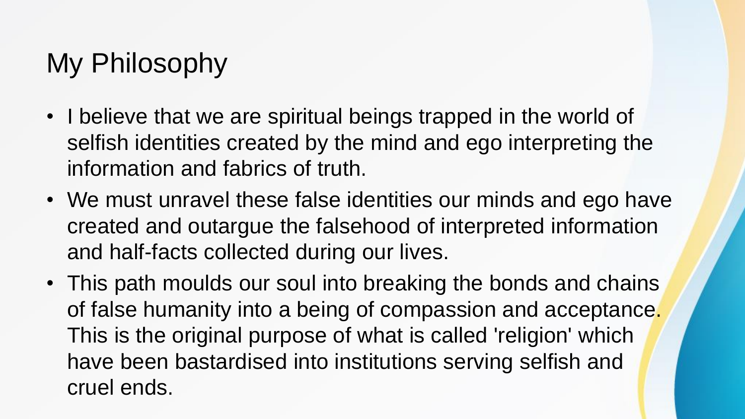# My Philosophy

- I believe that we are spiritual beings trapped in the world of selfish identities created by the mind and ego interpreting the information and fabrics of truth.
- We must unravel these false identities our minds and ego have created and outargue the falsehood of interpreted information and half-facts collected during our lives.
- This path moulds our soul into breaking the bonds and chains of false humanity into a being of compassion and acceptance. This is the original purpose of what is called 'religion' which have been bastardised into institutions serving selfish and cruel ends.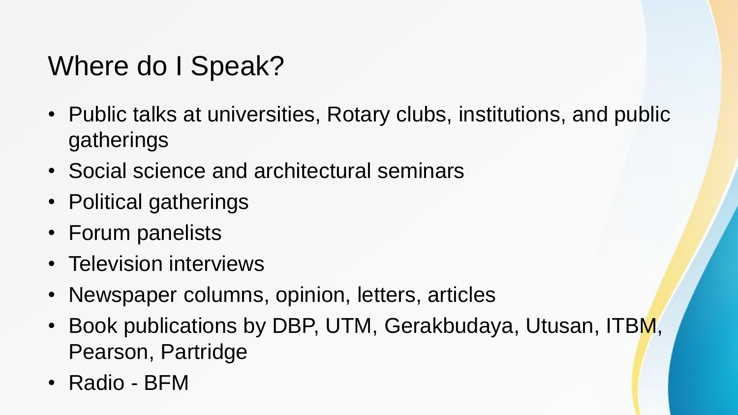# Where do I Speak?

- Public talks at universities, Rotary clubs, institutions, and public gatherings
- Social science and architectural seminars
- Political gatherings
- Forum panelists
- Television interviews
- Newspaper columns, opinion, letters, articles
- Book publications by DBP, UTM, Gerakbudaya, Utusan, ITBM, Pearson, Partridge
- Radio - BFM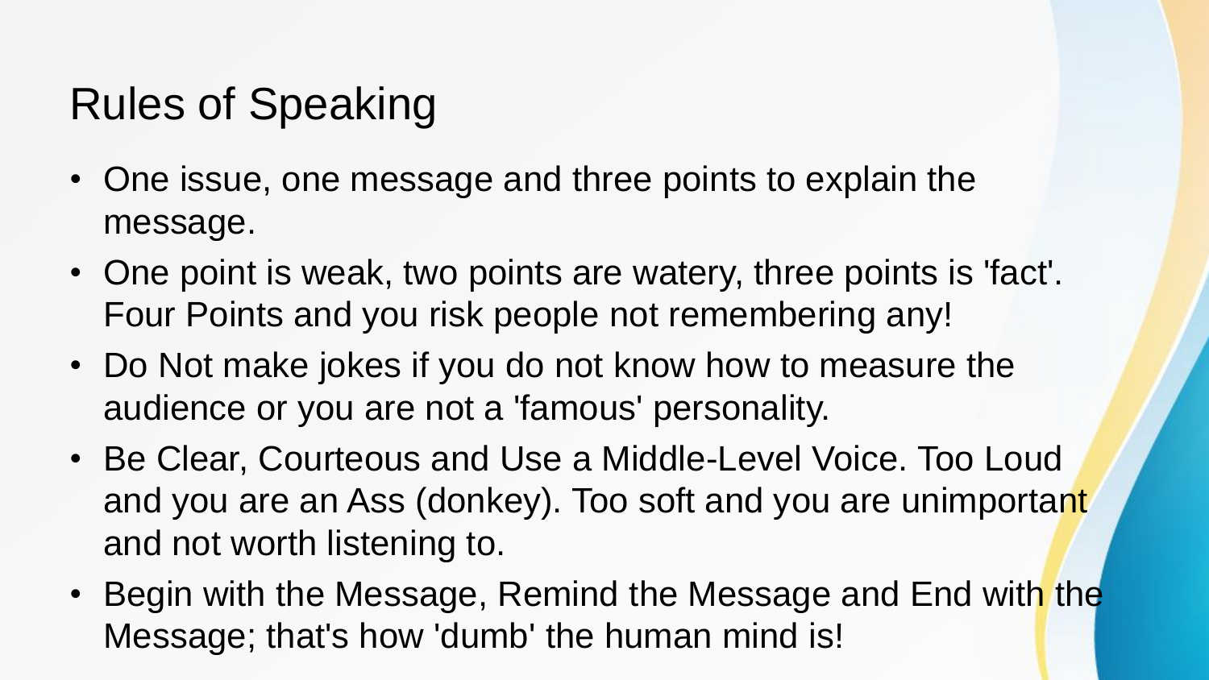# Rules of Speaking

- One issue, one message and three points to explain the message.
- One point is weak, two points are watery, three points is 'fact'. Four Points and you risk people not remembering any!
- Do Not make jokes if you do not know how to measure the audience or you are not a 'famous' personality.
- Be Clear, Courteous and Use a Middle-Level Voice. Too Loud and you are an Ass (donkey). Too soft and you are unimportant and not worth listening to.
- Begin with the Message, Remind the Message and End with the Message; that's how 'dumb' the human mind is!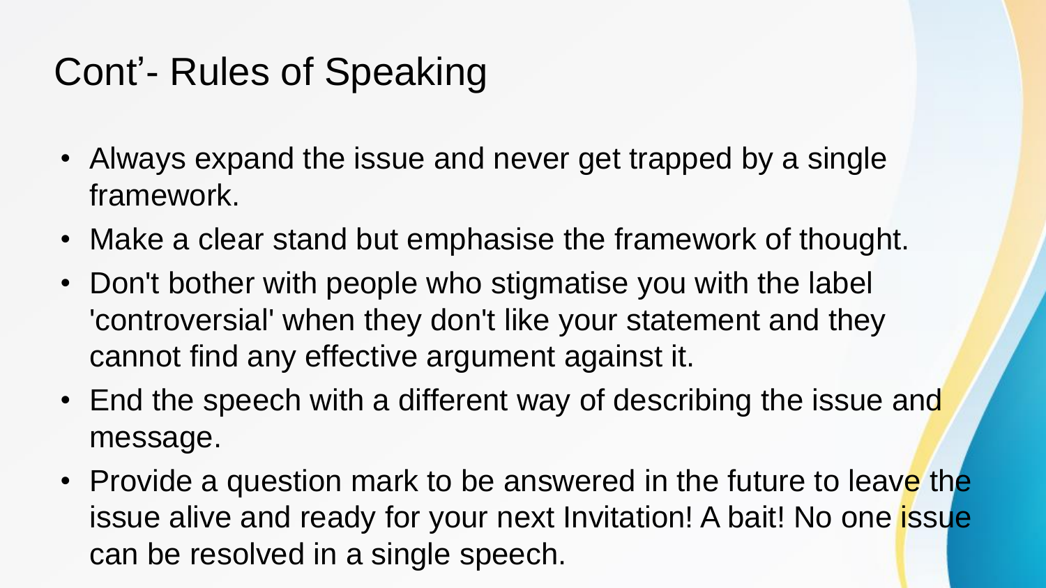# Cont'- Rules of Speaking

- Always expand the issue and never get trapped by a single framework.
- Make a clear stand but emphasise the framework of thought.
- Don't bother with people who stigmatise you with the label 'controversial' when they don't like your statement and they cannot find any effective argument against it.
- End the speech with a different way of describing the issue and message.
- Provide a question mark to be answered in the future to leave the issue alive and ready for your next Invitation! A bait! No one issue can be resolved in a single speech.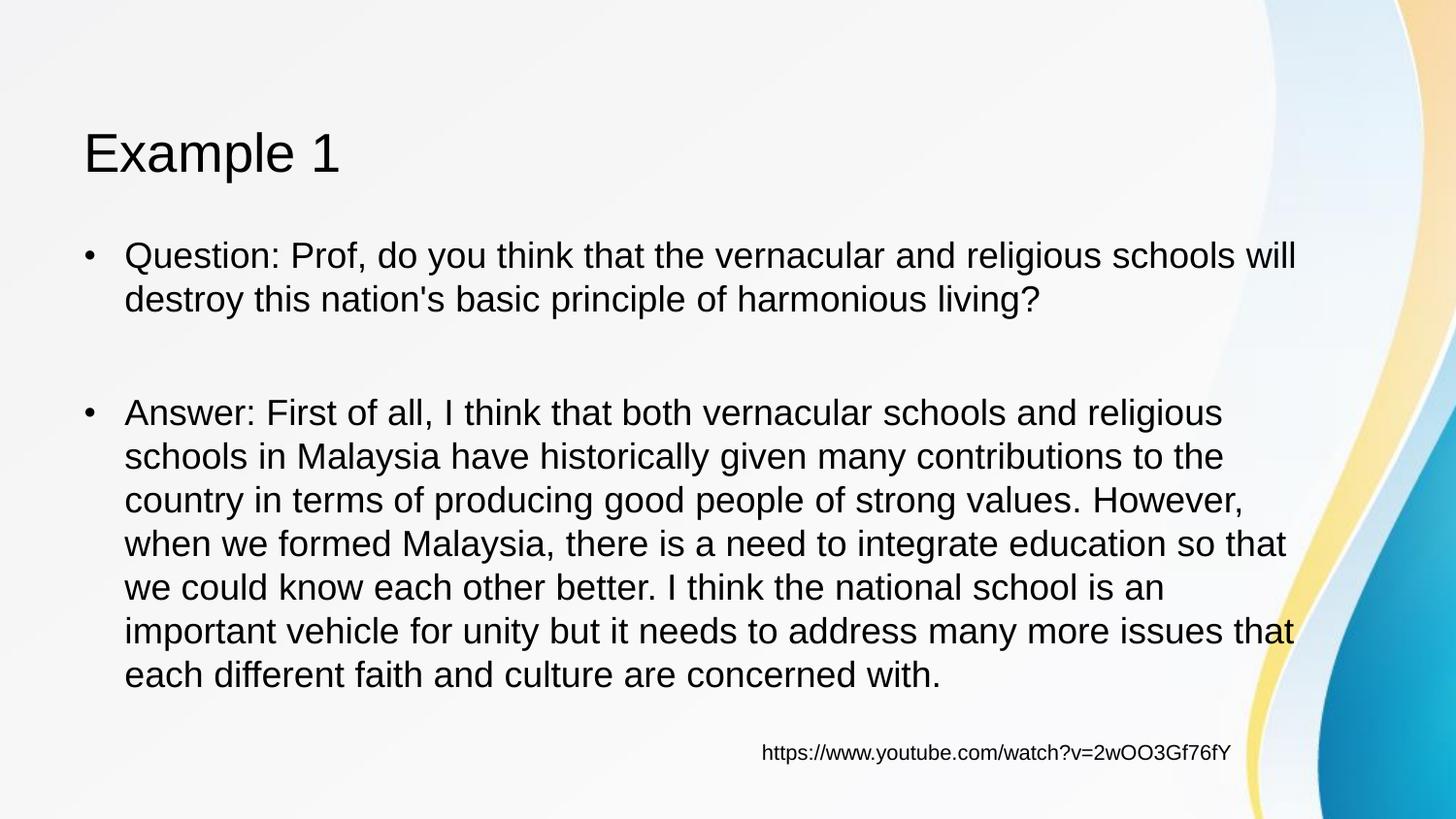# Example 1

- Question: Prof, do you think that the vernacular and religious schools will destroy this nation's basic principle of harmonious living?

- Answer: First of all, I think that both vernacular schools and religious schools in Malaysia have historically given many contributions to the country in terms of producing good people of strong values. However, when we formed Malaysia, there is a need to integrate education so that we could know each other better. I think the national school is an important vehicle for unity but it needs to address many more issues that each different faith and culture are concerned with.

https://www.youtube.com/watch?v=2wOO3Gf76fY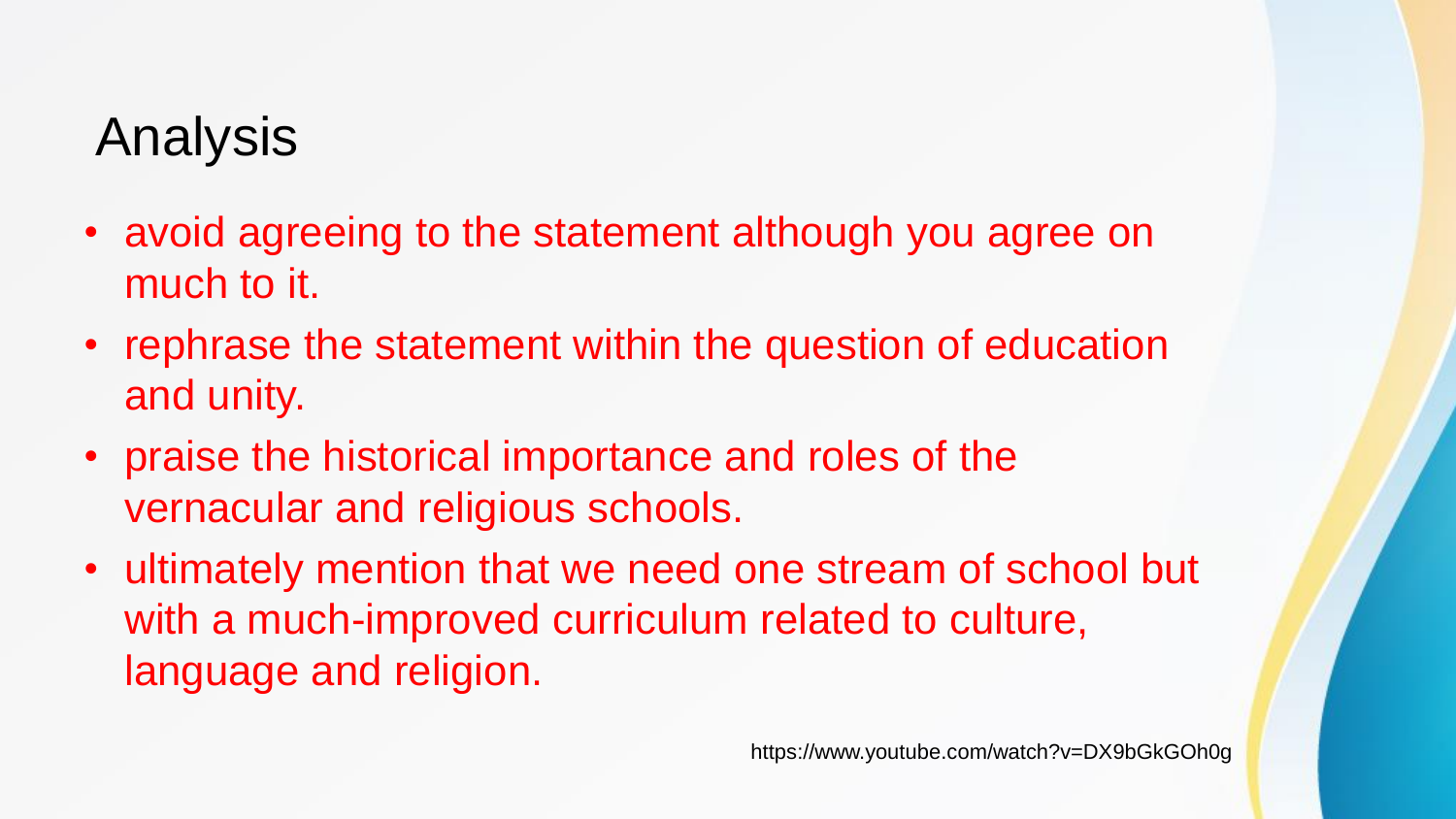# Analysis

- avoid agreeing to the statement although you agree on much to it.
- rephrase the statement within the question of education and unity.
- praise the historical importance and roles of the vernacular and religious schools.
- ultimately mention that we need one stream of school but with a much-improved curriculum related to culture, language and religion.

https://www.youtube.com/watch?v=DX9bGkGOh0g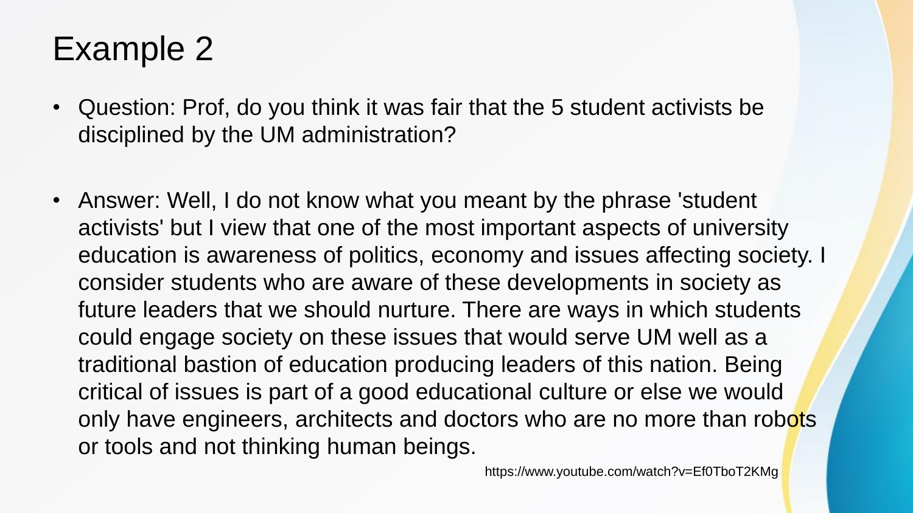# Example 2

- Question: Prof, do you think it was fair that the 5 student activists be disciplined by the UM administration?

- Answer: Well, I do not know what you meant by the phrase 'student activists' but I view that one of the most important aspects of university education is awareness of politics, economy and issues affecting society. I consider students who are aware of these developments in society as future leaders that we should nurture. There are ways in which students could engage society on these issues that would serve UM well as a traditional bastion of education producing leaders of this nation. Being critical of issues is part of a good educational culture or else we would only have engineers, architects and doctors who are no more than robots or tools and not thinking human beings.

https://www.youtube.com/watch?v=Ef0TboT2KMg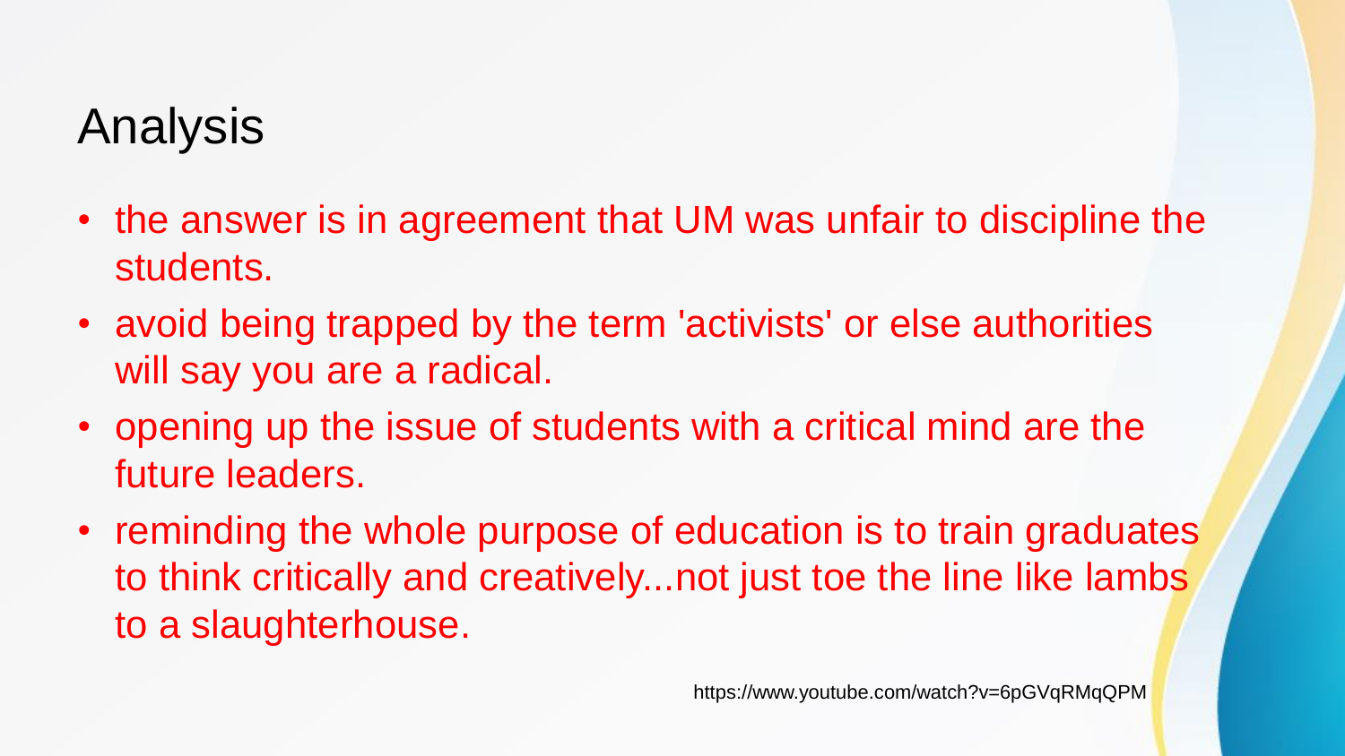# Analysis

- the answer is in agreement that UM was unfair to discipline the students.
- avoid being trapped by the term 'activists' or else authorities will say you are a radical.
- opening up the issue of students with a critical mind are the future leaders.
- reminding the whole purpose of education is to train graduates to think critically and creatively...not just toe the line like lambs to a slaughterhouse.

https://www.youtube.com/watch?v=6pGVqRMqQPM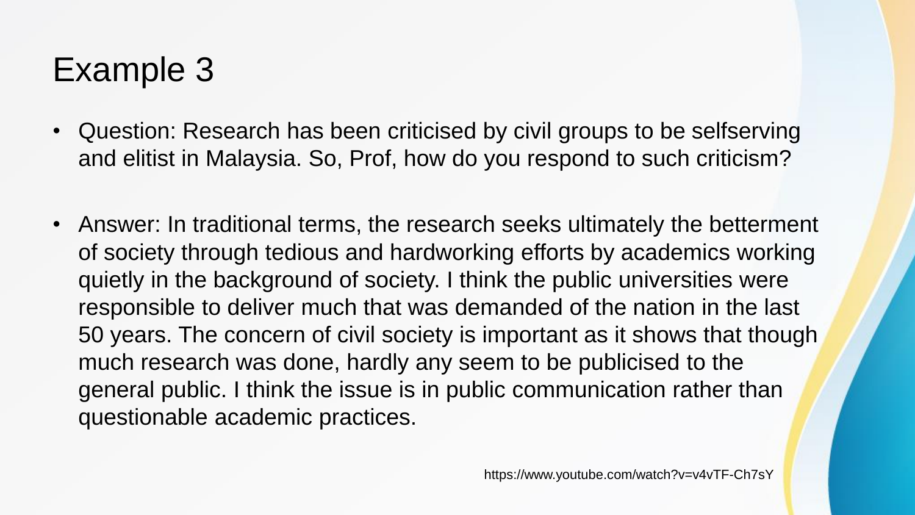# Example 3

- Question: Research has been criticised by civil groups to be selfserving and elitist in Malaysia. So, Prof, how do you respond to such criticism?

- Answer: In traditional terms, the research seeks ultimately the betterment of society through tedious and hardworking efforts by academics working quietly in the background of society. I think the public universities were responsible to deliver much that was demanded of the nation in the last 50 years. The concern of civil society is important as it shows that though much research was done, hardly any seem to be publicised to the general public. I think the issue is in public communication rather than questionable academic practices.

https://www.youtube.com/watch?v=v4vTF-Ch7sY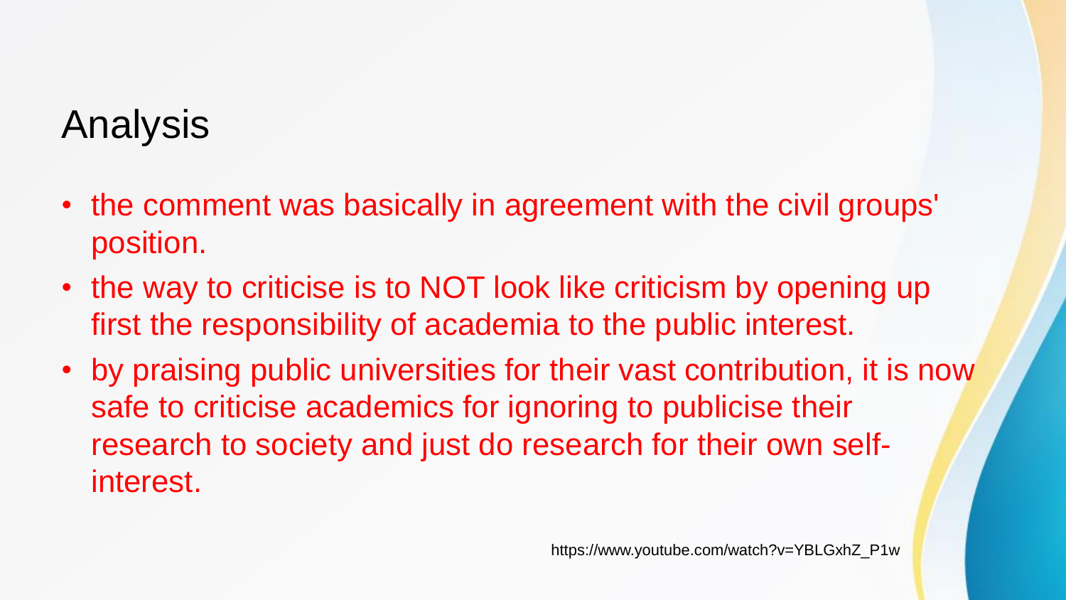# Analysis

- the comment was basically in agreement with the civil groups' position.
- the way to criticise is to NOT look like criticism by opening up first the responsibility of academia to the public interest.
- by praising public universities for their vast contribution, it is now safe to criticise academics for ignoring to publicise their research to society and just do research for their own self-interest.

https://www.youtube.com/watch?v=YBLGxhZ_P1w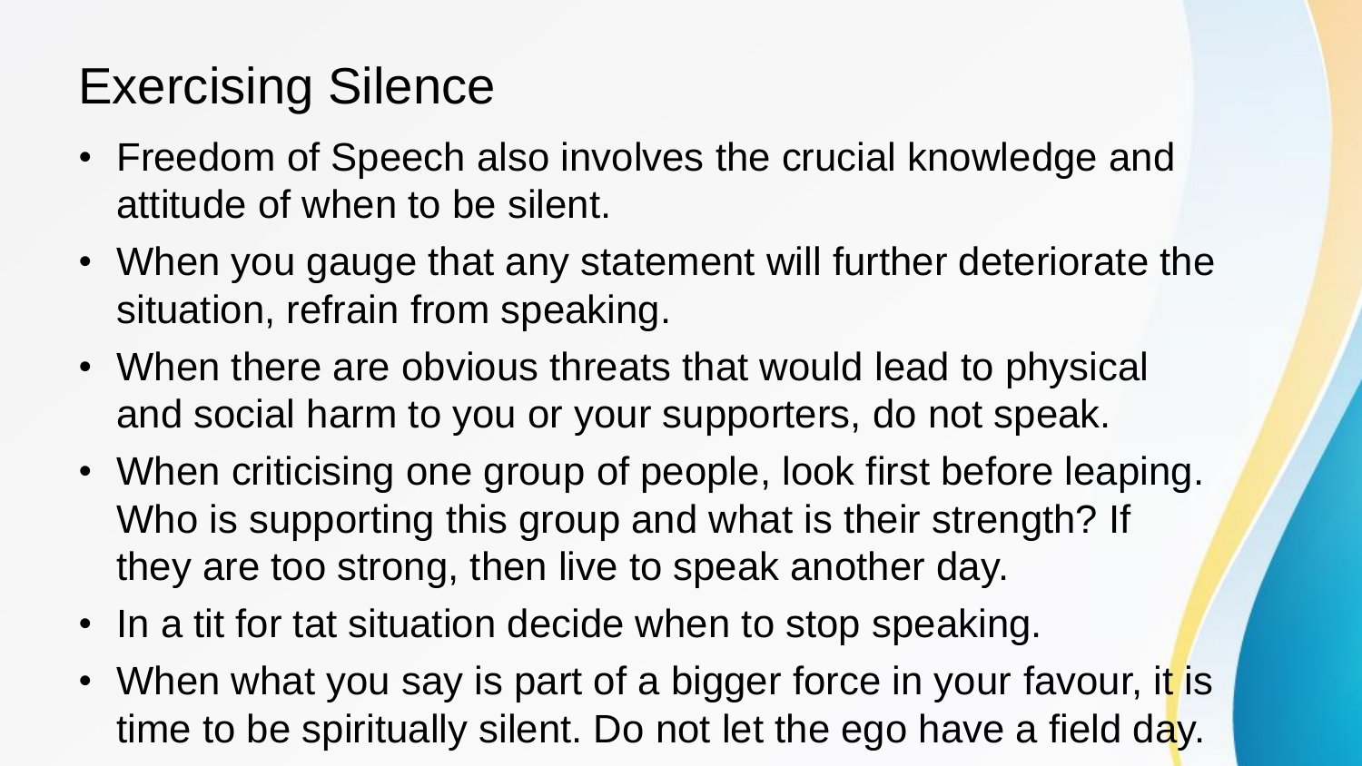# Exercising Silence

- Freedom of Speech also involves the crucial knowledge and attitude of when to be silent.
- When you gauge that any statement will further deteriorate the situation, refrain from speaking.
- When there are obvious threats that would lead to physical and social harm to you or your supporters, do not speak.
- When criticising one group of people, look first before leaping. Who is supporting this group and what is their strength? If they are too strong, then live to speak another day.
- In a tit for tat situation decide when to stop speaking.
- When what you say is part of a bigger force in your favour, it is time to be spiritually silent. Do not let the ego have a field day.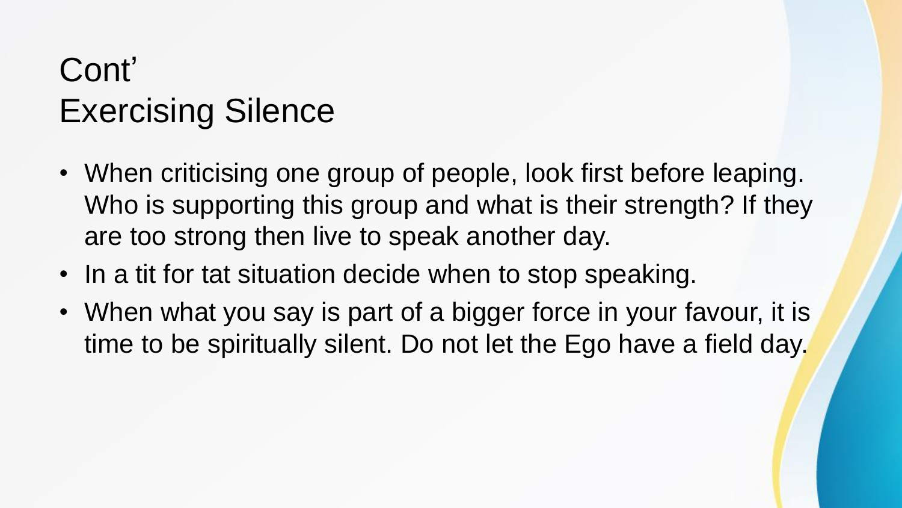# Cont’
# Exercising Silence

- When criticising one group of people, look first before leaping. Who is supporting this group and what is their strength? If they are too strong then live to speak another day.
- In a tit for tat situation decide when to stop speaking.
- When what you say is part of a bigger force in your favour, it is time to be spiritually silent. Do not let the Ego have a field day.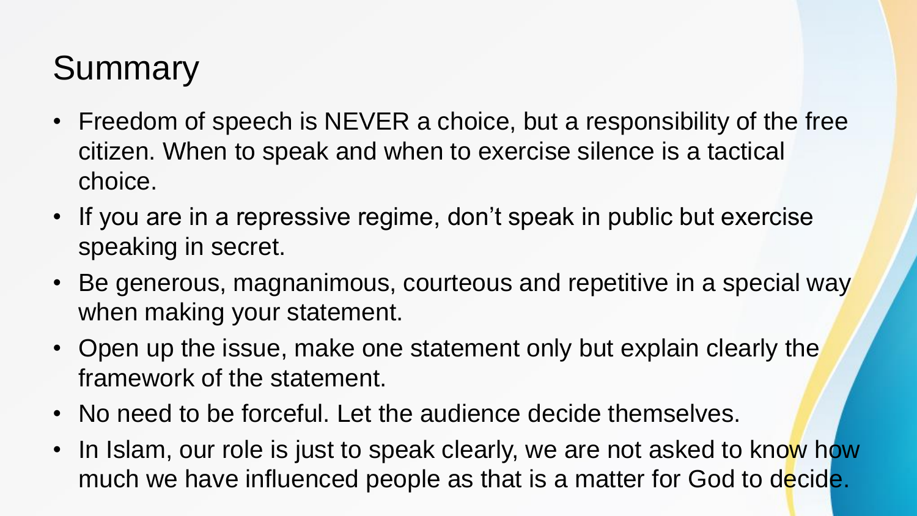# Summary

- Freedom of speech is NEVER a choice, but a responsibility of the free citizen. When to speak and when to exercise silence is a tactical choice.
- If you are in a repressive regime, don't speak in public but exercise speaking in secret.
- Be generous, magnanimous, courteous and repetitive in a special way when making your statement.
- Open up the issue, make one statement only but explain clearly the framework of the statement.
- No need to be forceful. Let the audience decide themselves.
- In Islam, our role is just to speak clearly, we are not asked to know how much we have influenced people as that is a matter for God to decide.